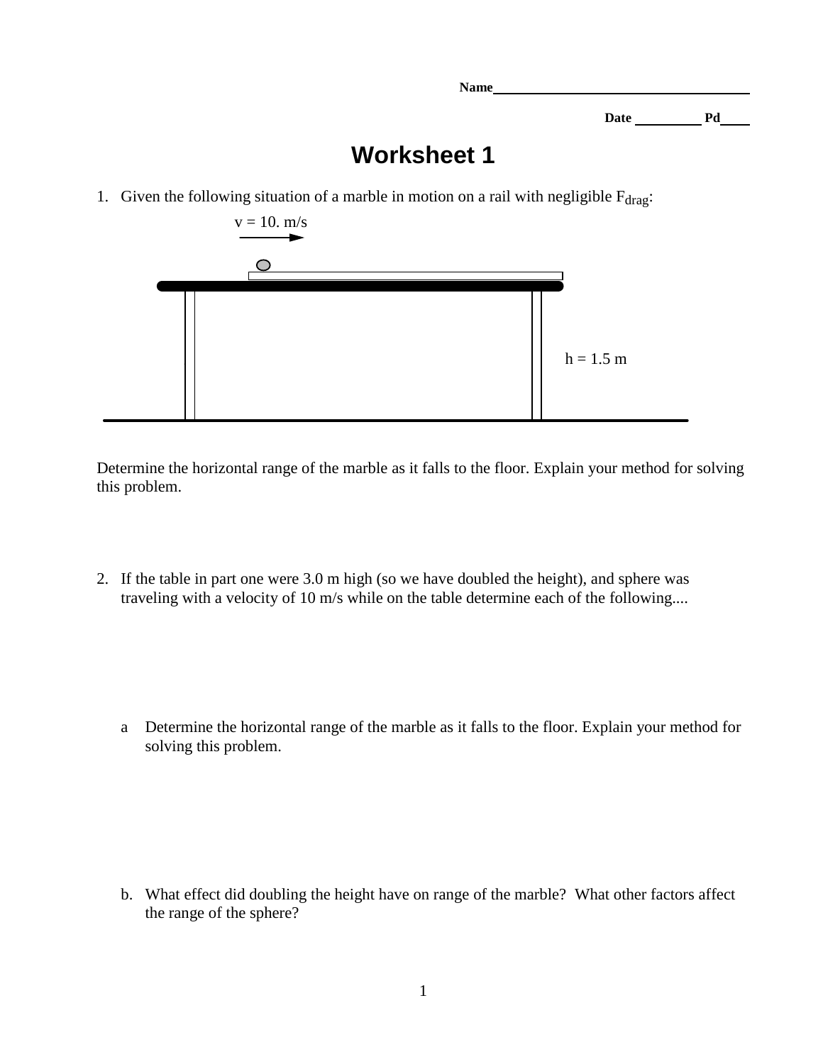Name

Date Pd

# Worksheet 1

1. Given the following situation of a marble in motion on a rail with negligible $F_{drag}$:

$v = 10.$ m/s

$h = 1.5$ m

Determine the horizontal range of the marble as it falls to the floor. Explain your method for solving this problem.

2. If the table in part one were 3.0 m high (so we have doubled the height), and sphere was traveling with a velocity of 10 m/s while on the table determine each of the following....

   a Determine the horizontal range of the marble as it falls to the floor. Explain your method for solving this problem.

   b. What effect did doubling the height have on range of the marble? What other factors affect the range of the sphere?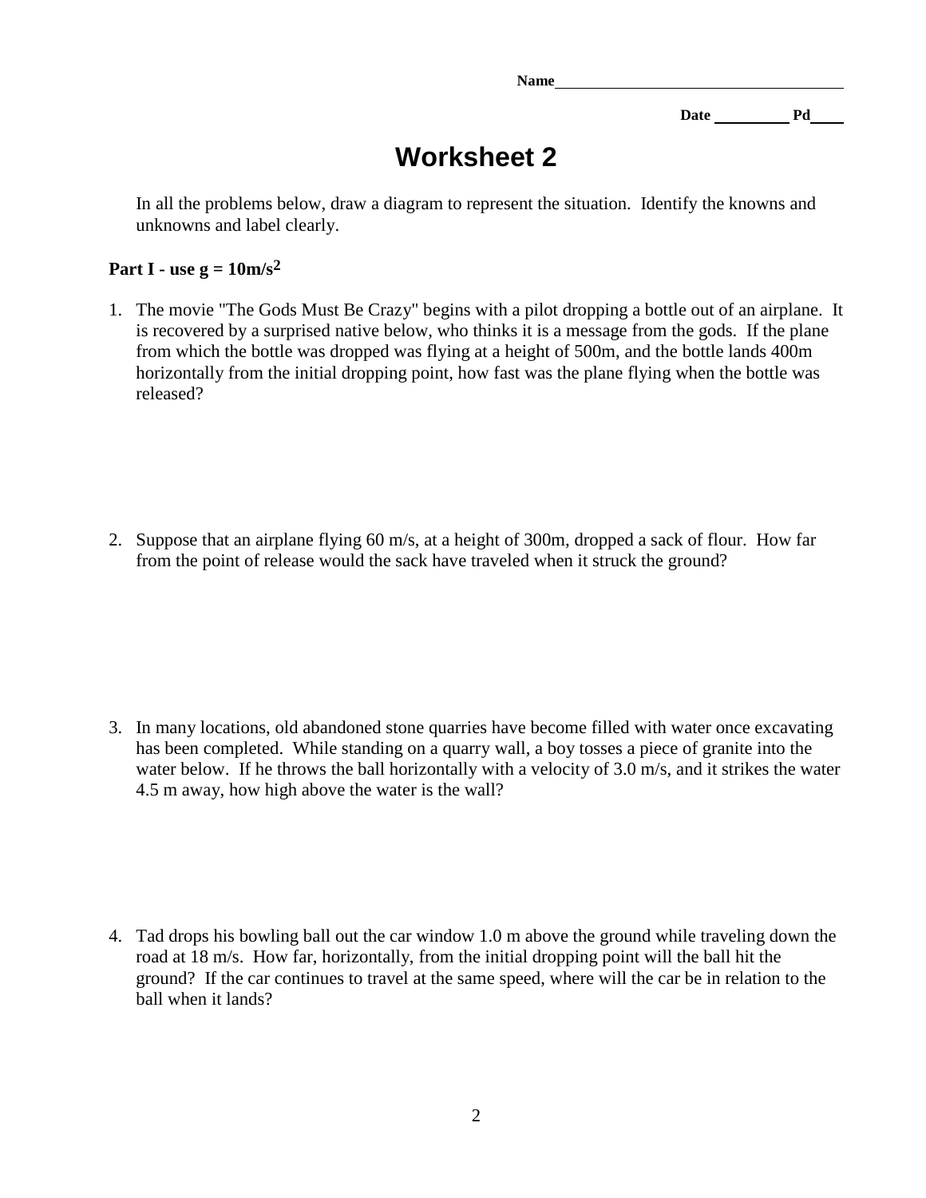Name\_\_\_\_\_\_\_\_\_\_\_\_\_\_\_\_\_\_\_\_\_\_\_\_\_\_\_\_\_\_\_\_\_\_\_\_

Date \_\_\_\_\_\_\_\_\_\_ Pd\_\_\_\_

# Worksheet 2

In all the problems below, draw a diagram to represent the situation. Identify the knowns and unknowns and label clearly.

**Part I - use $g = 10m/s^2$**

1. The movie "The Gods Must Be Crazy" begins with a pilot dropping a bottle out of an airplane. It is recovered by a surprised native below, who thinks it is a message from the gods. If the plane from which the bottle was dropped was flying at a height of 500m, and the bottle lands 400m horizontally from the initial dropping point, how fast was the plane flying when the bottle was released?

2. Suppose that an airplane flying 60 m/s, at a height of 300m, dropped a sack of flour. How far from the point of release would the sack have traveled when it struck the ground?

3. In many locations, old abandoned stone quarries have become filled with water once excavating has been completed. While standing on a quarry wall, a boy tosses a piece of granite into the water below. If he throws the ball horizontally with a velocity of 3.0 m/s, and it strikes the water 4.5 m away, how high above the water is the wall?

4. Tad drops his bowling ball out the car window 1.0 m above the ground while traveling down the road at 18 m/s. How far, horizontally, from the initial dropping point will the ball hit the ground? If the car continues to travel at the same speed, where will the car be in relation to the ball when it lands?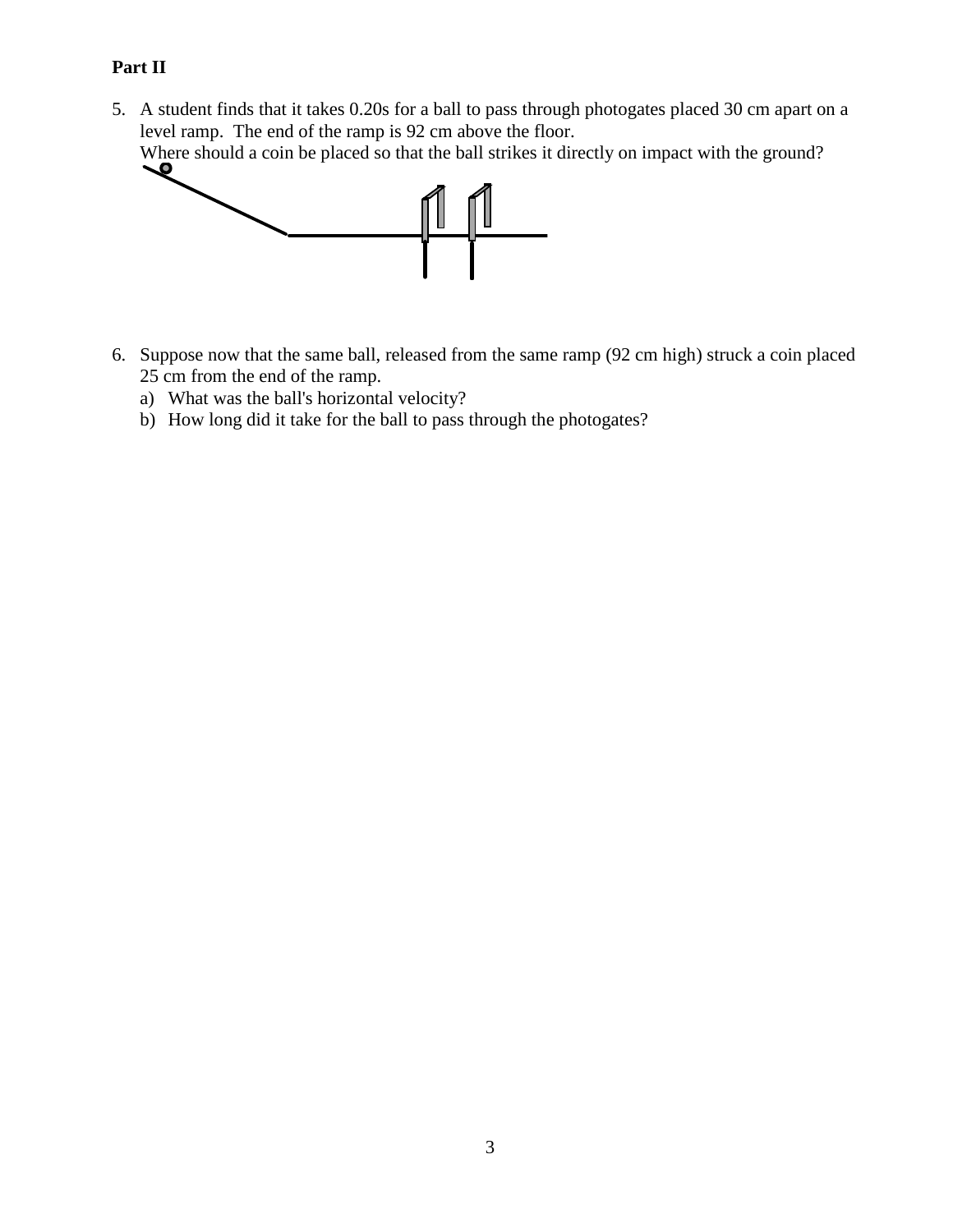**Part II**

5. A student finds that it takes 0.20s for a ball to pass through photogates placed 30 cm apart on a level ramp. The end of the ramp is 92 cm above the floor.
   Where should a coin be placed so that the ball strikes it directly on impact with the ground?

6. Suppose now that the same ball, released from the same ramp (92 cm high) struck a coin placed 25 cm from the end of the ramp.
   a) What was the ball's horizontal velocity?
   b) How long did it take for the ball to pass through the photogates?